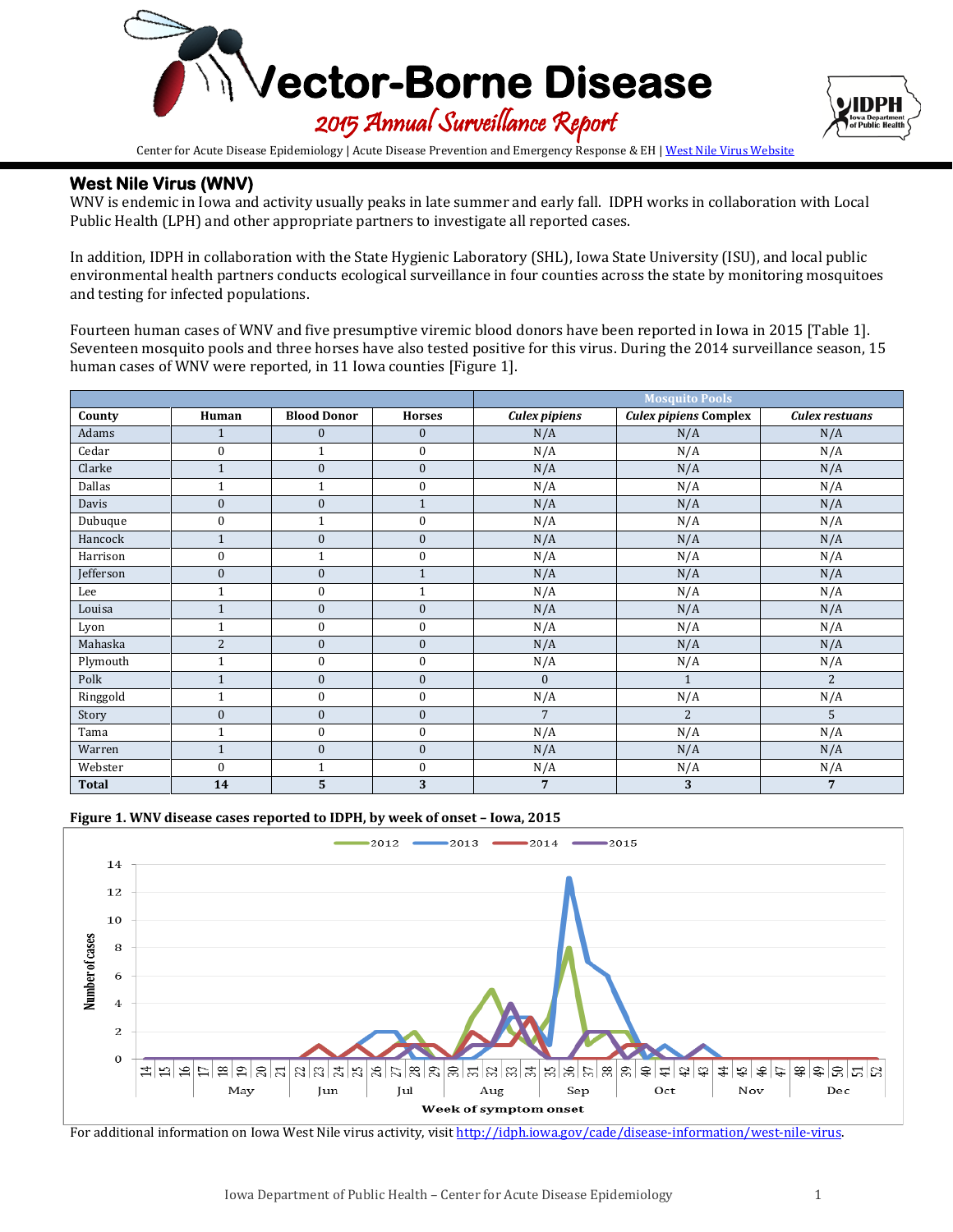# Vector-Borne Disease

## 2015 Annual Surveillance Report

Center for Acute Disease Epidemiology | Acute Disease Prevention and Emergency Response & EH | West Nile Virus Website

## West Nile Virus (WNV)

WNV is endemic in Iowa and activity usually peaks in late summer and early fall. IDPH works in collaboration with Local Public Health (LPH) and other appropriate partners to investigate all reported cases.

In addition, IDPH in collaboration with the State Hygienic Laboratory (SHL), Iowa State University (ISU), and local public environmental health partners conducts ecological surveillance in four counties across the state by monitoring mosquitoes and testing for infected populations.

Fourteen human cases of WNV and five presumptive viremic blood donors have been reported in Iowa in 2015 [Table 1]. Seventeen mosquito pools and three horses have also tested positive for this virus. During the 2014 surveillance season, 15 human cases of WNV were reported, in 11 Iowa counties [Figure 1].

| | | | | Mosquito Pools | | |
|---|---|---|---|---|---|---|
| **County** | **Human** | **Blood Donor** | **Horses** | ***Culex pipiens*** | ***Culex pipiens* Complex** | ***Culex restuans*** |
| Adams | 1 | 0 | 0 | N/A | N/A | N/A |
| Cedar | 0 | 1 | 0 | N/A | N/A | N/A |
| Clarke | 1 | 0 | 0 | N/A | N/A | N/A |
| Dallas | 1 | 1 | 0 | N/A | N/A | N/A |
| Davis | 0 | 0 | 1 | N/A | N/A | N/A |
| Dubuque | 0 | 1 | 0 | N/A | N/A | N/A |
| Hancock | 1 | 0 | 0 | N/A | N/A | N/A |
| Harrison | 0 | 1 | 0 | N/A | N/A | N/A |
| Jefferson | 0 | 0 | 1 | N/A | N/A | N/A |
| Lee | 1 | 0 | 1 | N/A | N/A | N/A |
| Louisa | 1 | 0 | 0 | N/A | N/A | N/A |
| Lyon | 1 | 0 | 0 | N/A | N/A | N/A |
| Mahaska | 2 | 0 | 0 | N/A | N/A | N/A |
| Plymouth | 1 | 0 | 0 | N/A | N/A | N/A |
| Polk | 1 | 0 | 0 | 0 | 1 | 2 |
| Ringgold | 1 | 0 | 0 | N/A | N/A | N/A |
| Story | 0 | 0 | 0 | 7 | 2 | 5 |
| Tama | 1 | 0 | 0 | N/A | N/A | N/A |
| Warren | 1 | 0 | 0 | N/A | N/A | N/A |
| Webster | 0 | 1 | 0 | N/A | N/A | N/A |
| **Total** | **14** | **5** | **3** | **7** | **3** | **7** |

**Figure 1. WNV disease cases reported to IDPH, by week of onset – Iowa, 2015**

For additional information on Iowa West Nile virus activity, visit http://idph.iowa.gov/cade/disease-information/west-nile-virus.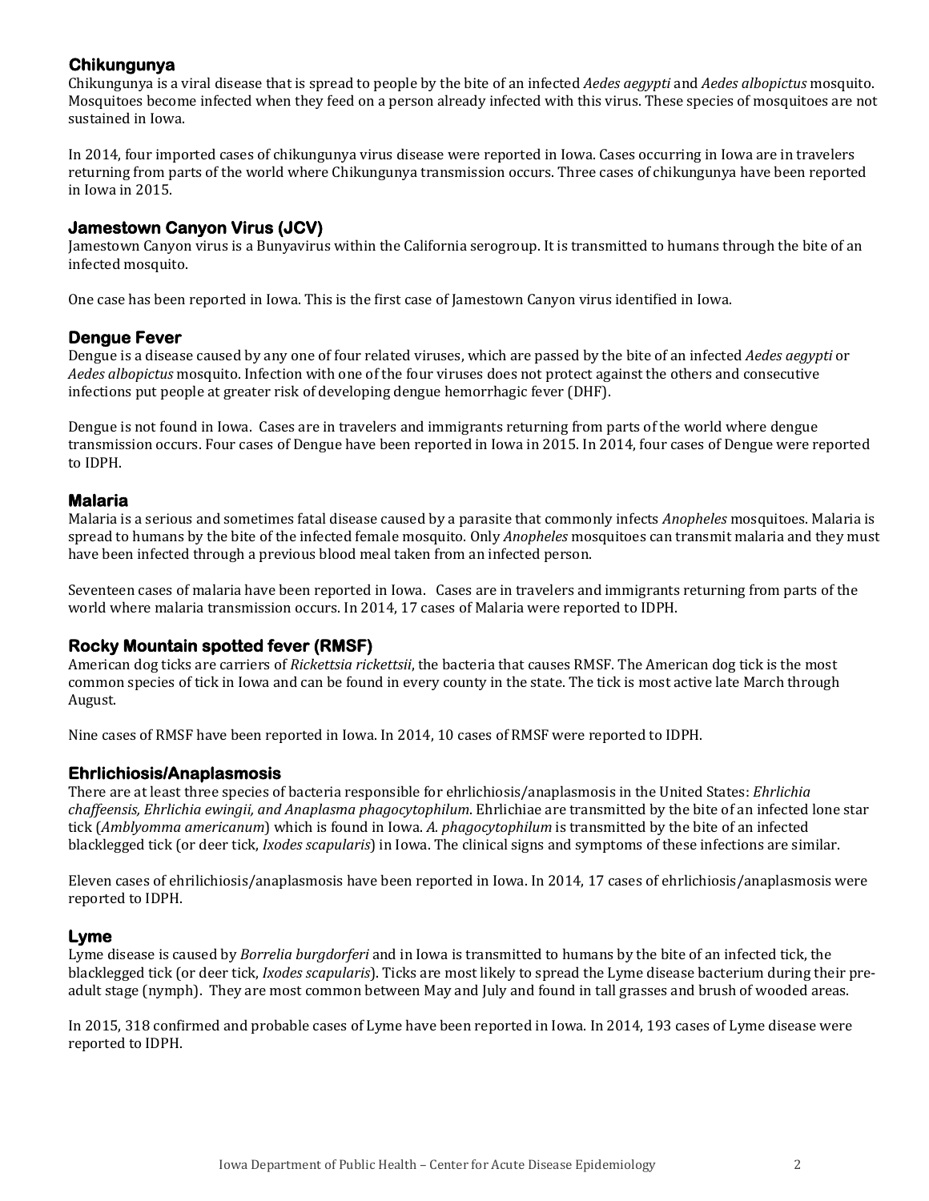## Chikungunya

Chikungunya is a viral disease that is spread to people by the bite of an infected *Aedes aegypti* and *Aedes albopictus* mosquito. Mosquitoes become infected when they feed on a person already infected with this virus. These species of mosquitoes are not sustained in Iowa.

In 2014, four imported cases of chikungunya virus disease were reported in Iowa. Cases occurring in Iowa are in travelers returning from parts of the world where Chikungunya transmission occurs. Three cases of chikungunya have been reported in Iowa in 2015.

## Jamestown Canyon Virus (JCV)

Jamestown Canyon virus is a Bunyavirus within the California serogroup. It is transmitted to humans through the bite of an infected mosquito.

One case has been reported in Iowa. This is the first case of Jamestown Canyon virus identified in Iowa.

## Dengue Fever

Dengue is a disease caused by any one of four related viruses, which are passed by the bite of an infected *Aedes aegypti* or *Aedes albopictus* mosquito. Infection with one of the four viruses does not protect against the others and consecutive infections put people at greater risk of developing dengue hemorrhagic fever (DHF).

Dengue is not found in Iowa. Cases are in travelers and immigrants returning from parts of the world where dengue transmission occurs. Four cases of Dengue have been reported in Iowa in 2015. In 2014, four cases of Dengue were reported to IDPH.

## Malaria

Malaria is a serious and sometimes fatal disease caused by a parasite that commonly infects *Anopheles* mosquitoes. Malaria is spread to humans by the bite of the infected female mosquito. Only *Anopheles* mosquitoes can transmit malaria and they must have been infected through a previous blood meal taken from an infected person.

Seventeen cases of malaria have been reported in Iowa. Cases are in travelers and immigrants returning from parts of the world where malaria transmission occurs. In 2014, 17 cases of Malaria were reported to IDPH.

## Rocky Mountain spotted fever (RMSF)

American dog ticks are carriers of *Rickettsia rickettsii*, the bacteria that causes RMSF. The American dog tick is the most common species of tick in Iowa and can be found in every county in the state. The tick is most active late March through August.

Nine cases of RMSF have been reported in Iowa. In 2014, 10 cases of RMSF were reported to IDPH.

## Ehrlichiosis/Anaplasmosis

There are at least three species of bacteria responsible for ehrlichiosis/anaplasmosis in the United States: *Ehrlichia chaffeensis, Ehrlichia ewingii, and Anaplasma phagocytophilum*. Ehrlichiae are transmitted by the bite of an infected lone star tick (*Amblyomma americanum*) which is found in Iowa. *A. phagocytophilum* is transmitted by the bite of an infected blacklegged tick (or deer tick, *Ixodes scapularis*) in Iowa. The clinical signs and symptoms of these infections are similar.

Eleven cases of ehrilichiosis/anaplasmosis have been reported in Iowa. In 2014, 17 cases of ehrlichiosis/anaplasmosis were reported to IDPH.

## Lyme

Lyme disease is caused by *Borrelia burgdorferi* and in Iowa is transmitted to humans by the bite of an infected tick, the blacklegged tick (or deer tick, *Ixodes scapularis*). Ticks are most likely to spread the Lyme disease bacterium during their pre-adult stage (nymph). They are most common between May and July and found in tall grasses and brush of wooded areas.

In 2015, 318 confirmed and probable cases of Lyme have been reported in Iowa. In 2014, 193 cases of Lyme disease were reported to IDPH.